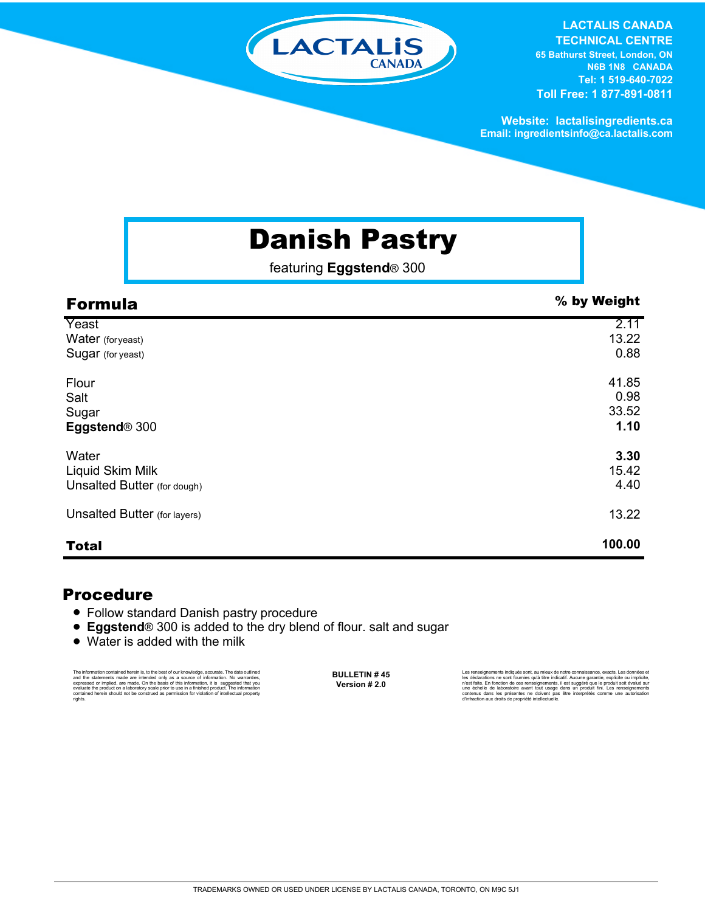LACTALIS CANADA
TECHNICAL CENTRE
65 Bathurst Street, London, ON
N6B 1N8 CANADA
Tel: 1 519-640-7022
Toll Free: 1 877-891-0811

Website: lactalisingredients.ca
Email: ingredientsinfo@ca.lactalis.com

# Danish Pastry

featuring **Eggstend**® 300

## Formula

| Formula | % by Weight |
|---|---|
| Yeast | 2.11 |
| Water (for yeast) | 13.22 |
| Sugar (for yeast) | 0.88 |
| | |
| Flour | 41.85 |
| Salt | 0.98 |
| Sugar | 33.52 |
| **Eggstend**® 300 | **1.10** |
| | |
| Water | **3.30** |
| Liquid Skim Milk | 15.42 |
| Unsalted Butter (for dough) | 4.40 |
| | |
| Unsalted Butter (for layers) | 13.22 |
| | |
| **Total** | **100.00** |

## Procedure

- Follow standard Danish pastry procedure
- **Eggstend**® 300 is added to the dry blend of flour. salt and sugar
- Water is added with the milk

The information contained herein is, to the best of our knowledge, accurate. The data outlined and the statements made are intended only as a source of information. No warranties, expressed or implied, are made. On the basis of this information, it is suggested that you evaluate the product on a laboratory scale prior to use in a finished product. The information contained herein should not be construed as permission for violation of intellectual property rights.

**BULLETIN # 45**
**Version # 2.0**

Les renseignements indiqués sont, au mieux de notre connaissance, exacts. Les données et les déclarations ne sont fournies qu'à titre indicatif. Aucune garantie, explicite ou implicite, n'est faite. En fonction de ces renseignements, il est suggéré que le produit soit évalué sur une échelle de laboratoire avant tout usage dans un produit fini. Les renseignements contenus dans les présentes ne doivent pas être interprétés comme une autorisation d'infraction aux droits de propriété intellectuelle.

TRADEMARKS OWNED OR USED UNDER LICENSE BY LACTALIS CANADA, TORONTO, ON M9C 5J1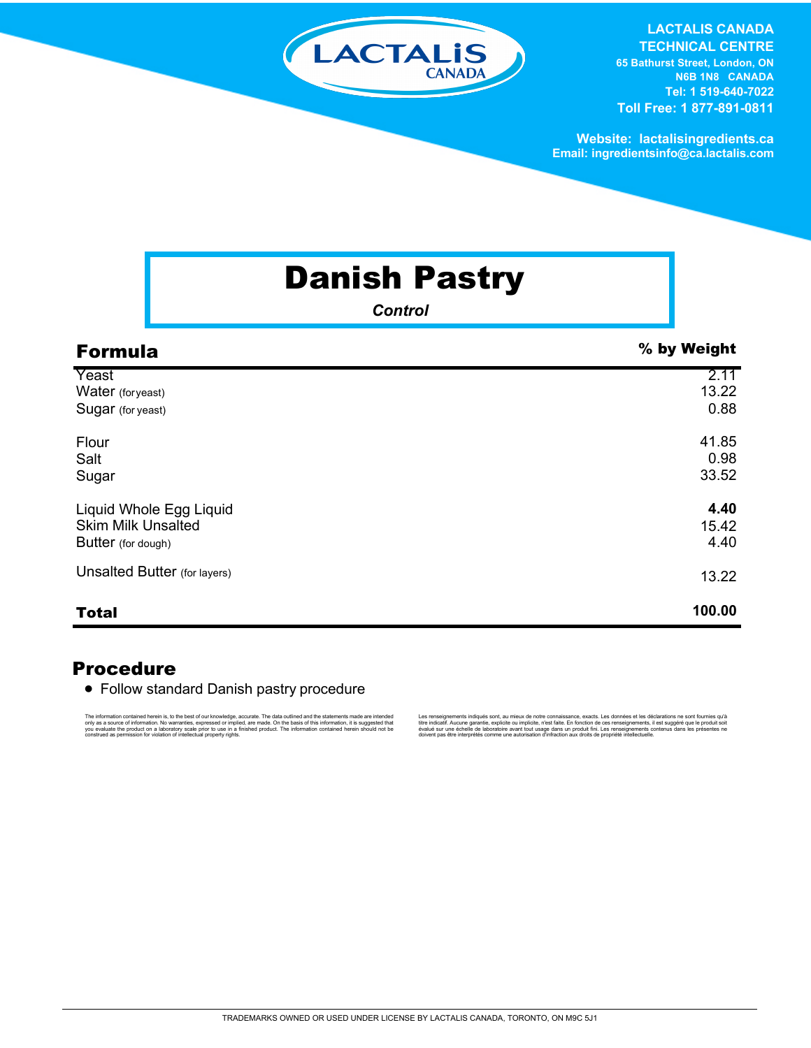LACTALIS CANADA
TECHNICAL CENTRE
65 Bathurst Street, London, ON
N6B 1N8 CANADA
Tel: 1 519-640-7022
Toll Free: 1 877-891-0811

Website: lactalisingredients.ca
Email: ingredientsinfo@ca.lactalis.com

# Danish Pastry

***Control***

| **Formula** | **% by Weight** |
|---|---|
| Yeast | 2.11 |
| Water (for yeast) | 13.22 |
| Sugar (for yeast) | 0.88 |
| Flour | 41.85 |
| Salt | 0.98 |
| Sugar | 33.52 |
| Liquid Whole Egg Liquid | **4.40** |
| Skim Milk Unsalted | 15.42 |
| Butter (for dough) | 4.40 |
| Unsalted Butter (for layers) | 13.22 |
| **Total** | **100.00** |

## Procedure

- Follow standard Danish pastry procedure

The information contained herein is, to the best of our knowledge, accurate. The data outlined and the statements made are intended only as a source of information. No warranties, expressed or implied, are made. On the basis of this information, it is suggested that you evaluate the product on a laboratory scale prior to use in a finished product. The information contained herein should not be construed as permission for violation of intellectual property rights.

Les renseignements indiqués sont, au mieux de notre connaissance, exacts. Les données et les déclarations ne sont fournies qu'à titre indicatif. Aucune garantie, explicite ou implicite, n'est faite. En fonction de ces renseignements, il est suggéré que le produit soit évalué sur une échelle de laboratoire avant tout usage dans un produit fini. Les renseignements contenus dans les présentes ne doivent pas être interprétés comme une autorisation d'infraction aux droits de propriété intellectuelle.

TRADEMARKS OWNED OR USED UNDER LICENSE BY LACTALIS CANADA, TORONTO, ON M9C 5J1